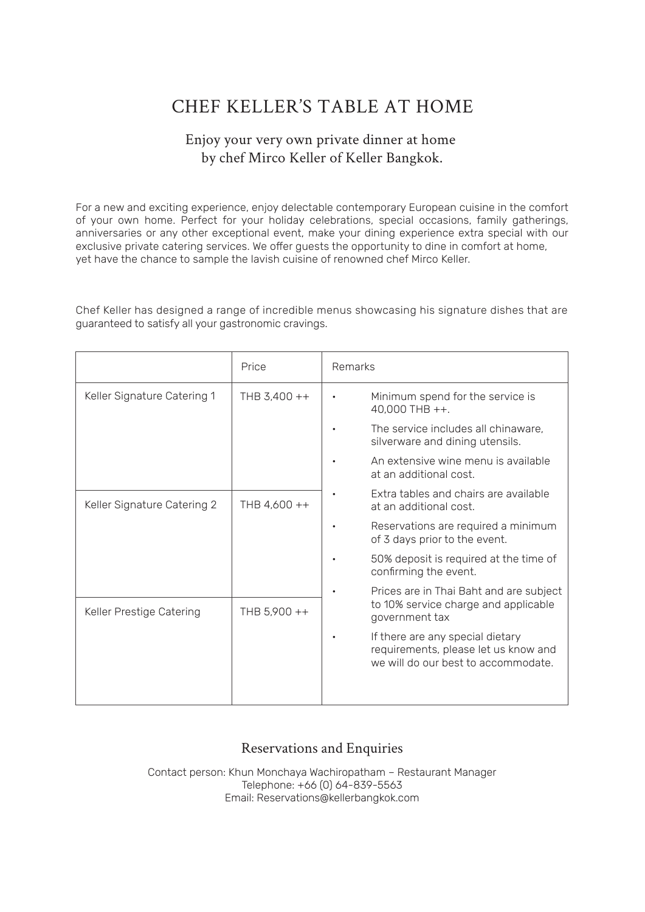# CHEF KELLER'S TABLE AT HOME

## Enjoy your very own private dinner at home by chef Mirco Keller of Keller Bangkok.

For a new and exciting experience, enjoy delectable contemporary European cuisine in the comfort of your own home. Perfect for your holiday celebrations, special occasions, family gatherings, anniversaries or any other exceptional event, make your dining experience extra special with our exclusive private catering services. We offer guests the opportunity to dine in comfort at home, yet have the chance to sample the lavish cuisine of renowned chef Mirco Keller.

Chef Keller has designed a range of incredible menus showcasing his signature dishes that are guaranteed to satisfy all your gastronomic cravings.

| | Price | Remarks |
|---|---|---|
| Keller Signature Catering 1 | THB 3,400 ++ | • Minimum spend for the service is 40,000 THB ++.<br>• The service includes all chinaware, silverware and dining utensils.<br>• An extensive wine menu is available at an additional cost.<br>• Extra tables and chairs are available at an additional cost.<br>• Reservations are required a minimum of 3 days prior to the event.<br>• 50% deposit is required at the time of confirming the event.<br>• Prices are in Thai Baht and are subject to 10% service charge and applicable government tax<br>• If there are any special dietary requirements, please let us know and we will do our best to accommodate. |
| Keller Signature Catering 2 | THB 4,600 ++ | |
| Keller Prestige Catering | THB 5,900 ++ | |

## Reservations and Enquiries

Contact person: Khun Monchaya Wachiropatham – Restaurant Manager
Telephone: +66 (0) 64-839-5563
Email: Reservations@kellerbangkok.com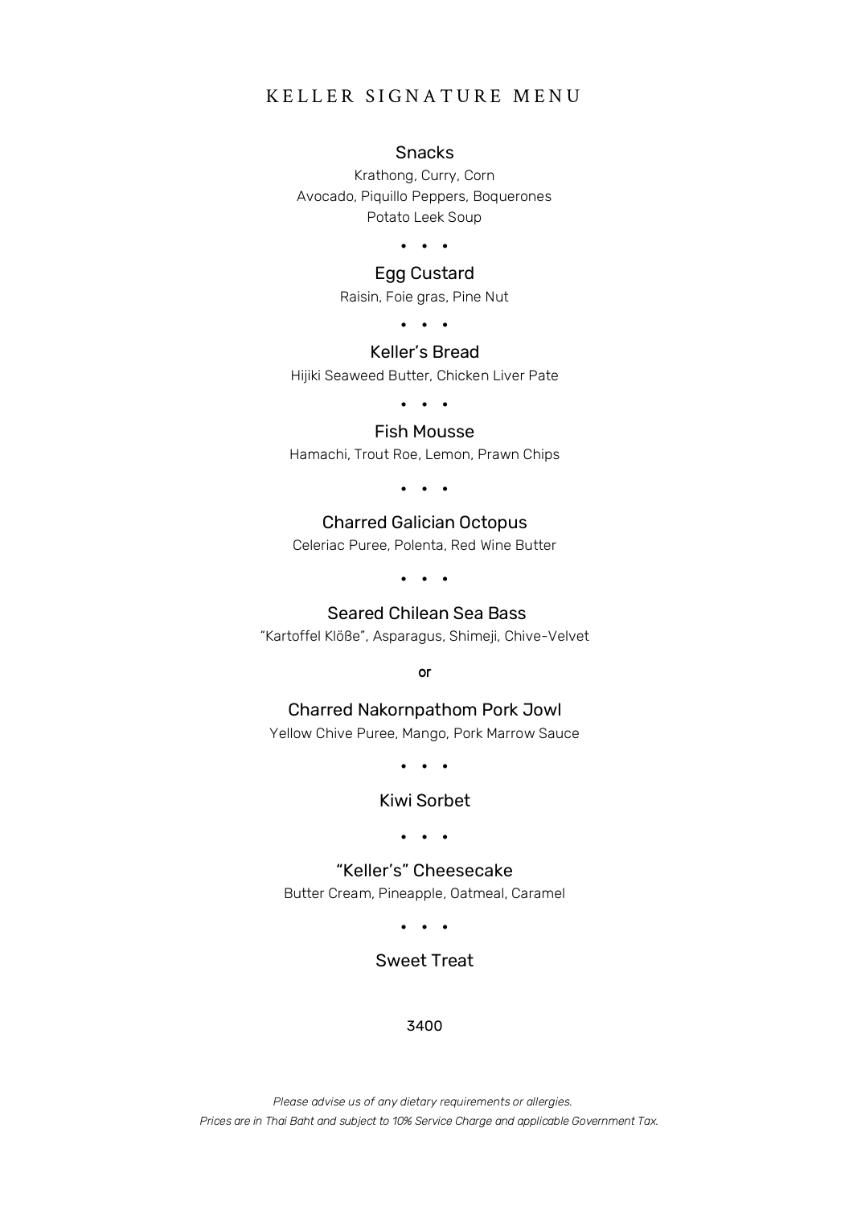# KELLER SIGNATURE MENU

### Snacks

Krathong, Curry, Corn
Avocado, Piquillo Peppers, Boquerones
Potato Leek Soup

• • •

### Egg Custard

Raisin, Foie gras, Pine Nut

• • •

### Keller's Bread

Hijiki Seaweed Butter, Chicken Liver Pate

• • •

### Fish Mousse

Hamachi, Trout Roe, Lemon, Prawn Chips

• • •

### Charred Galician Octopus

Celeriac Puree, Polenta, Red Wine Butter

• • •

### Seared Chilean Sea Bass

"Kartoffel Klöße", Asparagus, Shimeji, Chive-Velvet

**or**

### Charred Nakornpathom Pork Jowl

Yellow Chive Puree, Mango, Pork Marrow Sauce

• • •

### Kiwi Sorbet

• • •

### "Keller's" Cheesecake

Butter Cream, Pineapple, Oatmeal, Caramel

• • •

### Sweet Treat

3400

*Please advise us of any dietary requirements or allergies.*
*Prices are in Thai Baht and subject to 10% Service Charge and applicable Government Tax.*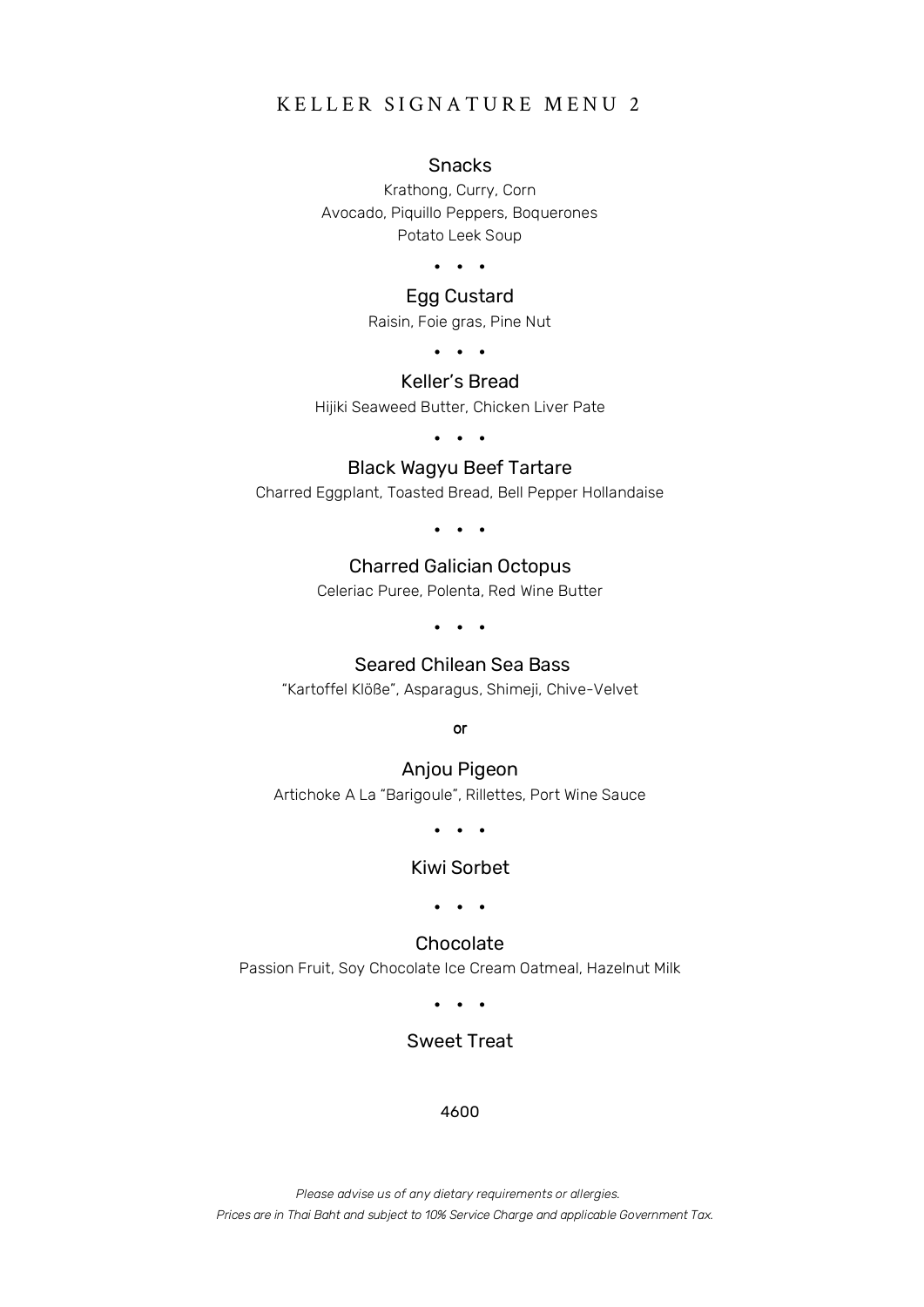# KELLER SIGNATURE MENU 2

### Snacks

Krathong, Curry, Corn
Avocado, Piquillo Peppers, Boquerones
Potato Leek Soup

• • •

### Egg Custard

Raisin, Foie gras, Pine Nut

• • •

### Keller's Bread

Hijiki Seaweed Butter, Chicken Liver Pate

• • •

### Black Wagyu Beef Tartare

Charred Eggplant, Toasted Bread, Bell Pepper Hollandaise

• • •

### Charred Galician Octopus

Celeriac Puree, Polenta, Red Wine Butter

• • •

### Seared Chilean Sea Bass

"Kartoffel Klöße", Asparagus, Shimeji, Chive-Velvet

**or**

### Anjou Pigeon

Artichoke A La "Barigoule", Rillettes, Port Wine Sauce

• • •

### Kiwi Sorbet

• • •

### Chocolate

Passion Fruit, Soy Chocolate Ice Cream Oatmeal, Hazelnut Milk

• • •

### Sweet Treat

4600

*Please advise us of any dietary requirements or allergies.*
*Prices are in Thai Baht and subject to 10% Service Charge and applicable Government Tax.*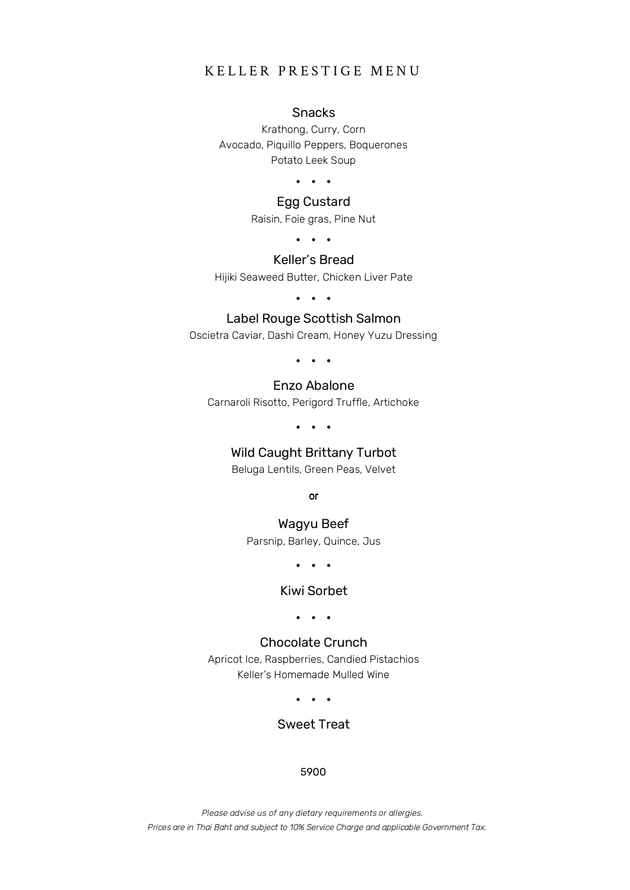# KELLER PRESTIGE MENU

### Snacks

Krathong, Curry, Corn
Avocado, Piquillo Peppers, Boquerones
Potato Leek Soup

• • •

### Egg Custard

Raisin, Foie gras, Pine Nut

• • •

### Keller's Bread

Hijiki Seaweed Butter, Chicken Liver Pate

• • •

### Label Rouge Scottish Salmon

Oscietra Caviar, Dashi Cream, Honey Yuzu Dressing

• • •

### Enzo Abalone

Carnaroli Risotto, Perigord Truffle, Artichoke

• • •

### Wild Caught Brittany Turbot

Beluga Lentils, Green Peas, Velvet

**or**

### Wagyu Beef

Parsnip, Barley, Quince, Jus

• • •

### Kiwi Sorbet

• • •

### Chocolate Crunch

Apricot Ice, Raspberries, Candied Pistachios
Keller's Homemade Mulled Wine

• • •

### Sweet Treat

5900

*Please advise us of any dietary requirements or allergies.*
*Prices are in Thai Baht and subject to 10% Service Charge and applicable Government Tax.*